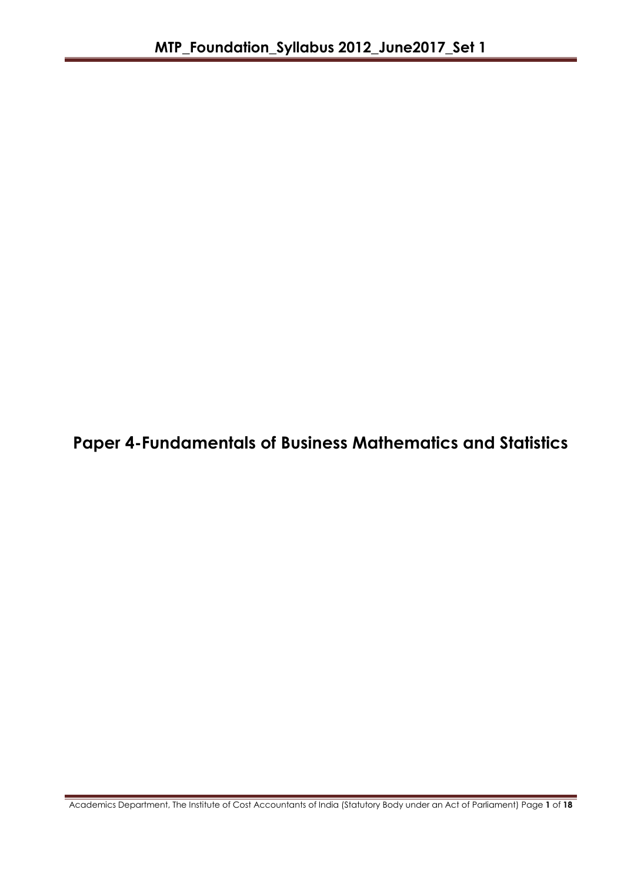# Paper 4-Fundamentals of Business Mathematics and Statistics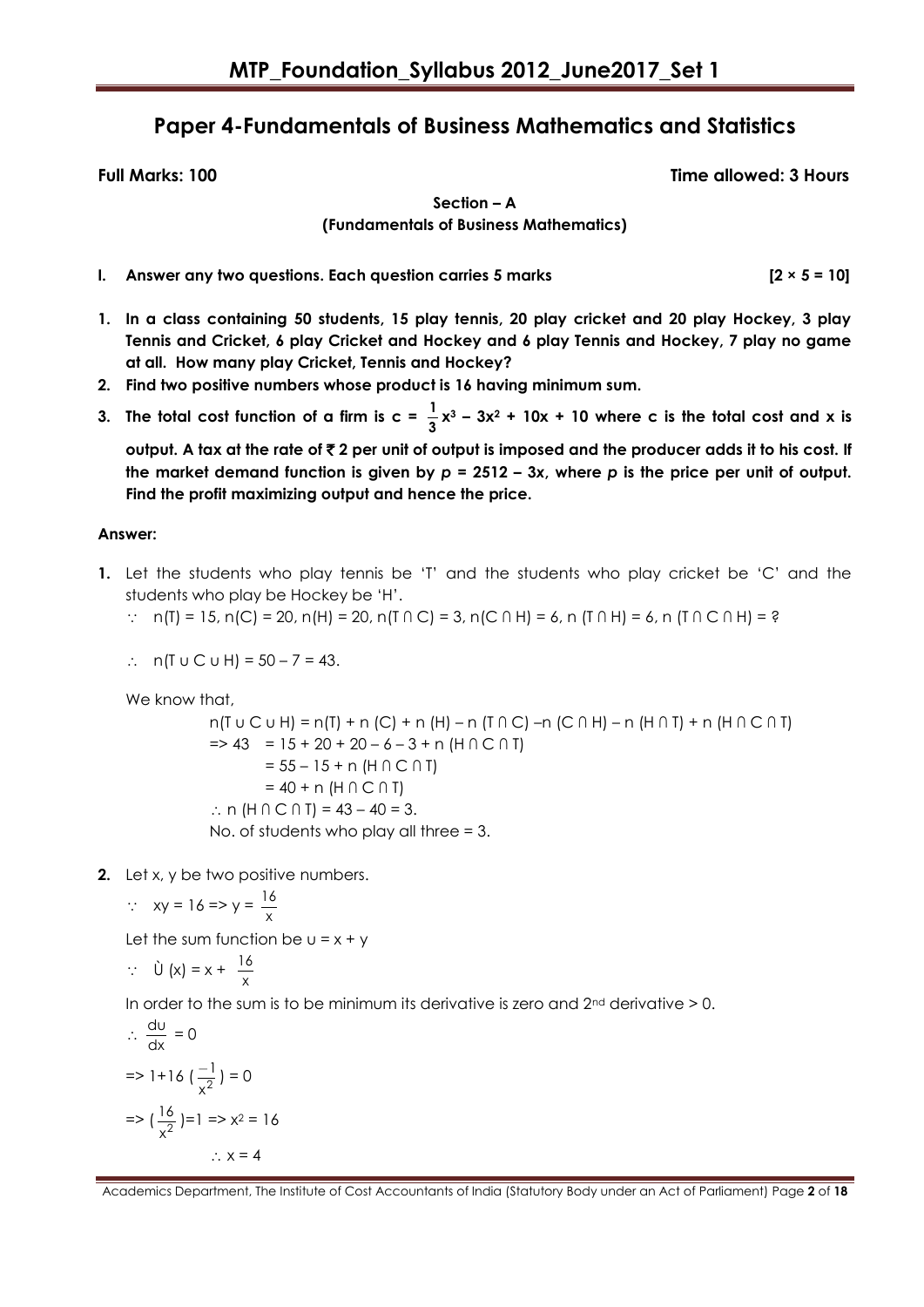# Paper 4-Fundamentals of Business Mathematics and Statistics

**Full Marks: 100** **Time allowed: 3 Hours**

**Section – A**

**(Fundamentals of Business Mathematics)**

**I. Answer any two questions. Each question carries 5 marks [2 × 5 = 10]**

1. **In a class containing 50 students, 15 play tennis, 20 play cricket and 20 play Hockey, 3 play Tennis and Cricket, 6 play Cricket and Hockey and 6 play Tennis and Hockey, 7 play no game at all. How many play Cricket, Tennis and Hockey?**
2. **Find two positive numbers whose product is 16 having minimum sum.**
3. **The total cost function of a firm is $c = \frac{1}{3}x^3 - 3x^2 + 10x + 10$ where c is the total cost and x is output. A tax at the rate of ₹ 2 per unit of output is imposed and the producer adds it to his cost. If the market demand function is given by *p* = 2512 – 3*x*, where *p* is the price per unit of output. Find the profit maximizing output and hence the price.**

**Answer:**

1. Let the students who play tennis be 'T' and the students who play cricket be 'C' and the students who play be Hockey be 'H'.

   $\because$ n(T) = 15, n(C) = 20, n(H) = 20, n(T ∩ C) = 3, n(C ∩ H) = 6, n (T ∩ H) = 6, n (T ∩ C ∩ H) = ?

   $\therefore$ n(T ∪ C ∪ H) = 50 – 7 = 43.

   We know that,

   n(T ∪ C ∪ H) = n(T) + n (C) + n (H) – n (T ∩ C) –n (C ∩ H) – n (H ∩ T) + n (H ∩ C ∩ T)

   => 43 = 15 + 20 + 20 – 6 – 3 + n (H ∩ C ∩ T)

   = 55 – 15 + n (H ∩ C ∩ T)

   = 40 + n (H ∩ C ∩ T)

   $\therefore$ n (H ∩ C ∩ T) = 43 – 40 = 3.

   No. of students who play all three = 3.

2. Let x, y be two positive numbers.

   $\because \; xy = 16 \Rightarrow y = \frac{16}{x}$

   Let the sum function be u = x + y

   $\because \; \grave{U}(x) = x + \frac{16}{x}$

   In order to the sum is to be minimum its derivative is zero and 2nd derivative > 0.

   $\therefore \frac{du}{dx} = 0$

   $\Rightarrow 1+16\left(\frac{-1}{x^2}\right) = 0$

   $\Rightarrow \left(\frac{16}{x^2}\right)=1 \Rightarrow x^2 = 16$

   $\therefore x = 4$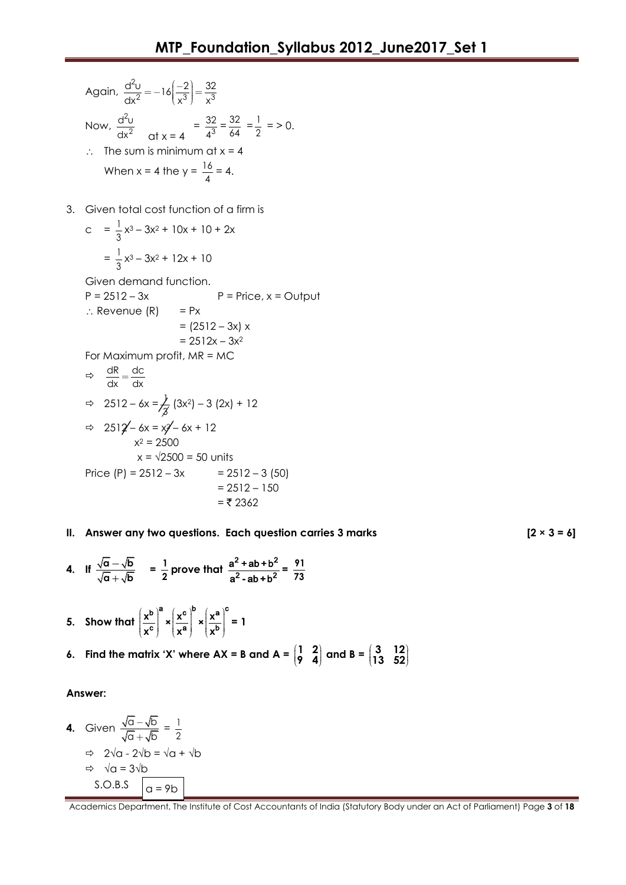Again, $\frac{d^2u}{dx^2} = -16\left(\frac{-2}{x^3}\right) = \frac{32}{x^3}$

Now, $\frac{d^2u}{dx^2}$ at x = 4 $= \frac{32}{4^3} = \frac{32}{64} = \frac{1}{2} = > 0.$

$\therefore$ The sum is minimum at x = 4

When x = 4 the y = $\frac{16}{4}$ = 4.

3. Given total cost function of a firm is

$c = \frac{1}{3}x^3 - 3x^2 + 10x + 10 + 2x$

$= \frac{1}{3}x^3 - 3x^2 + 12x + 10$

Given demand function.

P = 2512 – 3x  P = Price, x = Output

$\therefore$ Revenue (R) = Px

= (2512 – 3x) x

= $2512x - 3x^2$

For Maximum profit, MR = MC

$\Rightarrow \frac{dR}{dx} = \frac{dc}{dx}$

$\Rightarrow 2512 - 6x = \frac{1}{3}(3x^2) - 3(2x) + 12$

$\Rightarrow 2512 - 6x = x^2 - 6x + 12$

$x^2 = 2500$

$x = \sqrt{2500} = 50$ units

Price (P) = 2512 – 3x = 2512 – 3 (50)

= 2512 – 150

= ₹ 2362

**II. Answer any two questions. Each question carries 3 marks** **[2 × 3 = 6]**

**4. If $\frac{\sqrt{a}-\sqrt{b}}{\sqrt{a}+\sqrt{b}} = \frac{1}{2}$ prove that $\frac{a^2+ab+b^2}{a^2-ab+b^2} = \frac{91}{73}$**

**5. Show that $\left(\frac{x^b}{x^c}\right)^a \times \left(\frac{x^c}{x^a}\right)^b \times \left(\frac{x^a}{x^b}\right)^c = 1$**

**6. Find the matrix 'X' where AX = B and A = $\begin{pmatrix} 1 & 2 \\ 9 & 4 \end{pmatrix}$ and B = $\begin{pmatrix} 3 & 12 \\ 13 & 52 \end{pmatrix}$**

**Answer:**

**4.** Given $\frac{\sqrt{a}-\sqrt{b}}{\sqrt{a}+\sqrt{b}} = \frac{1}{2}$

$\Rightarrow 2\sqrt{a} - 2\sqrt{b} = \sqrt{a} + \sqrt{b}$

$\Rightarrow \sqrt{a} = 3\sqrt{b}$

S.O.B.S $a = 9b$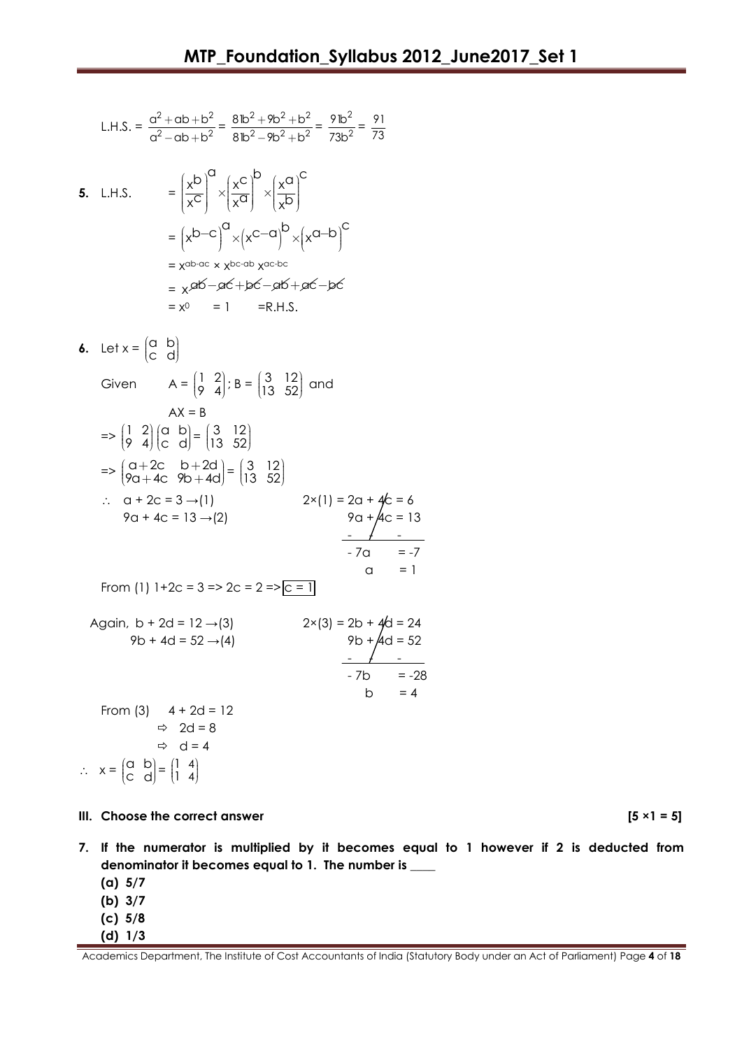L.H.S. = $\frac{a^2+ab+b^2}{a^2-ab+b^2} = \frac{81b^2+9b^2+b^2}{81b^2-9b^2+b^2} = \frac{91b^2}{73b^2} = \frac{91}{73}$

**5.** L.H.S. $= \left(\frac{x^b}{x^c}\right)^a \times \left(\frac{x^c}{x^a}\right)^b \times \left(\frac{x^a}{x^b}\right)^c$

$= \left(x^{b-c}\right)^a \times \left(x^{c-a}\right)^b \times \left(x^{a-b}\right)^c$

$= x^{ab-ac} \times x^{bc-ab}\, x^{ac-bc}$

$= x^{ab-ac+bc-ab+ac-bc}$

$= x^0 \quad = 1 \quad$ =R.H.S.

**6.** Let $x = \begin{pmatrix} a & b \\ c & d \end{pmatrix}$

Given $\quad A = \begin{pmatrix} 1 & 2 \\ 9 & 4 \end{pmatrix}$; $B = \begin{pmatrix} 3 & 12 \\ 13 & 52 \end{pmatrix}$ and

$AX = B$

=> $\begin{pmatrix} 1 & 2 \\ 9 & 4 \end{pmatrix}\begin{pmatrix} a & b \\ c & d \end{pmatrix} = \begin{pmatrix} 3 & 12 \\ 13 & 52 \end{pmatrix}$

=> $\begin{pmatrix} a+2c & b+2d \\ 9a+4c & 9b+4d \end{pmatrix} = \begin{pmatrix} 3 & 12 \\ 13 & 52 \end{pmatrix}$

$\therefore\ a + 2c = 3 \rightarrow (1)$

$9a + 4c = 13 \rightarrow (2)$

$2\times(1) = 2a + 4c = 6$

$9a + 4c = 13$

$-7a = -7$

$a = 1$

From (1) $1+2c = 3 \Rightarrow 2c = 2 \Rightarrow \boxed{c = 1}$

Again, $b + 2d = 12 \rightarrow (3)$

$9b + 4d = 52 \rightarrow (4)$

$2\times(3) = 2b + 4d = 24$

$9b + 4d = 52$

$-7b = -28$

$b = 4$

From (3) $\quad 4 + 2d = 12$

$\Rightarrow\ 2d = 8$

$\Rightarrow\ d = 4$

$\therefore\ x = \begin{pmatrix} a & b \\ c & d \end{pmatrix} = \begin{pmatrix} 1 & 4 \\ 1 & 4 \end{pmatrix}$

### III. Choose the correct answer [5 ×1 = 5]

**7. If the numerator is multiplied by it becomes equal to 1 however if 2 is deducted from denominator it becomes equal to 1. The number is ____**

**(a) 5/7**
**(b) 3/7**
**(c) 5/8**
**(d) 1/3**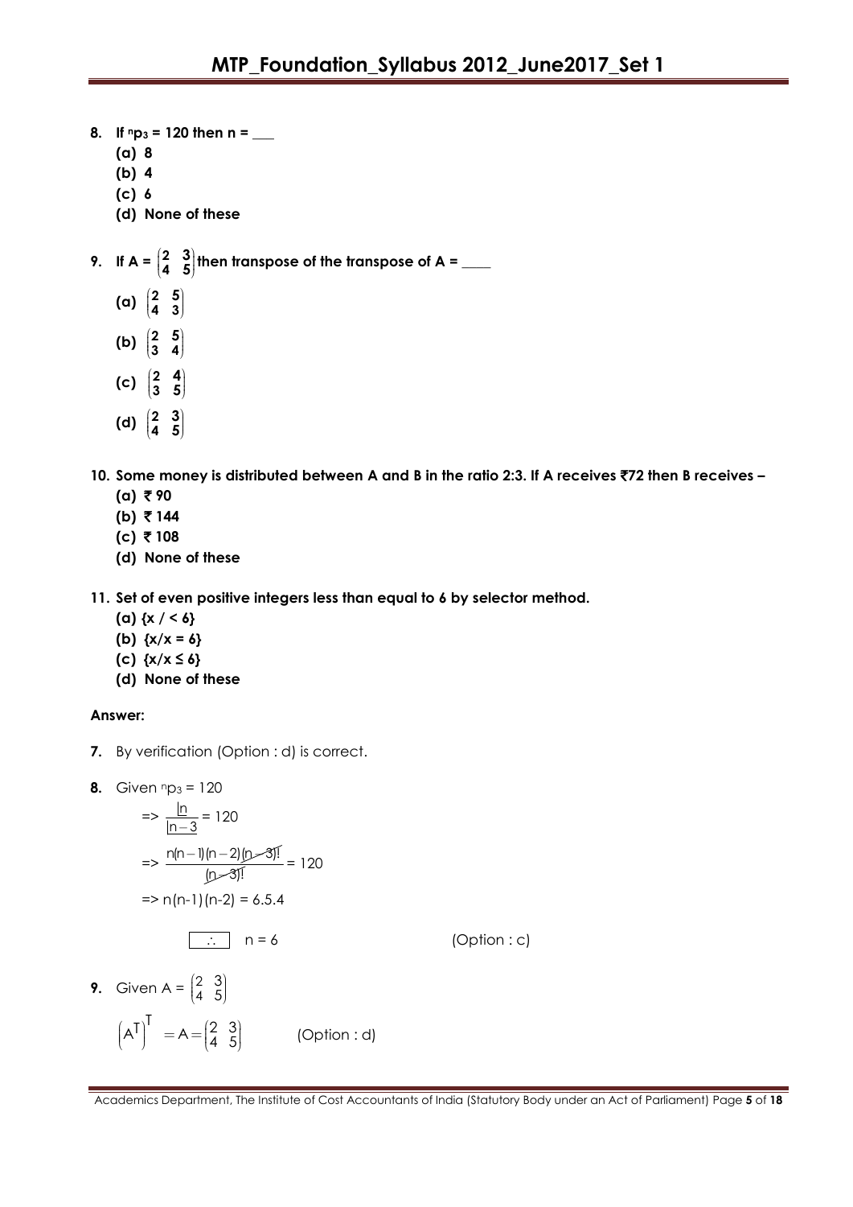**8. If $^np_3 = 120$ then n = ___**

**(a) 8**

**(b) 4**

**(c) 6**

**(d) None of these**

**9. If A = $\begin{pmatrix} 2 & 3 \\ 4 & 5 \end{pmatrix}$ then transpose of the transpose of A = ____**

**(a) $\begin{pmatrix} 2 & 5 \\ 4 & 3 \end{pmatrix}$**

**(b) $\begin{pmatrix} 2 & 5 \\ 3 & 4 \end{pmatrix}$**

**(c) $\begin{pmatrix} 2 & 4 \\ 3 & 5 \end{pmatrix}$**

**(d) $\begin{pmatrix} 2 & 3 \\ 4 & 5 \end{pmatrix}$**

**10. Some money is distributed between A and B in the ratio 2:3. If A receives ₹72 then B receives –**

**(a) ₹ 90**

**(b) ₹ 144**

**(c) ₹ 108**

**(d) None of these**

**11. Set of even positive integers less than equal to 6 by selector method.**

**(a) {x / < 6}**

**(b) {x/x = 6}**

**(c) {x/x ≤ 6}**

**(d) None of these**

**Answer:**

**7.** By verification (Option : d) is correct.

**8.** Given $^np_3 = 120$

$$\Rightarrow \frac{\underline{|n}}{\underline{|n-3}} = 120$$

$$\Rightarrow \frac{n(n-1)(n-2)\cancel{(n-3)!}}{\cancel{(n-3)!}} = 120$$

$$\Rightarrow n(n-1)(n-2) = 6.5.4$$

$\therefore$ n = 6 (Option : c)

**9.** Given A = $\begin{pmatrix} 2 & 3 \\ 4 & 5 \end{pmatrix}$

$$\left(A^T\right)^T = A = \begin{pmatrix} 2 & 3 \\ 4 & 5 \end{pmatrix}$$ (Option : d)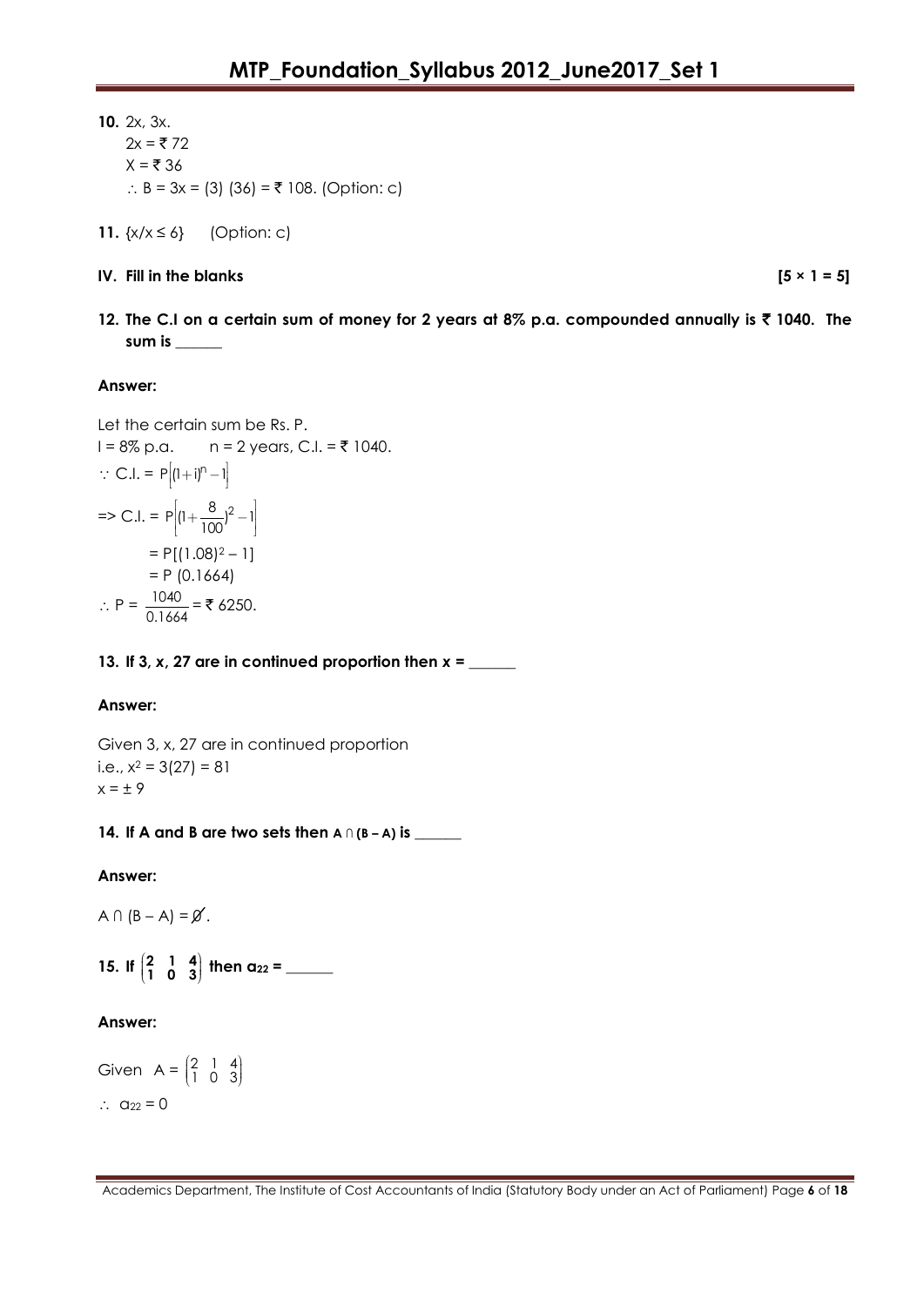**10.** 2x, 3x.

$2x = ₹ 72$

$X = ₹ 36$

$\therefore$ B = 3x = (3) (36) = ₹ 108. (Option: c)

**11.** $\{x/x \leq 6\}$ (Option: c)

## IV. Fill in the blanks **[5 × 1 = 5]**

**12. The C.I on a certain sum of money for 2 years at 8% p.a. compounded annually is ₹ 1040. The sum is ______**

**Answer:**

Let the certain sum be Rs. P.

I = 8% p.a. n = 2 years, C.I. = ₹ 1040.

$\because$ C.I. = $P\left[(1+i)^n - 1\right]$

=> C.I. = $P\left[(1+\frac{8}{100})^2 - 1\right]$

$= P[(1.08)^2 - 1]$

$= P\ (0.1664)$

$\therefore P = \frac{1040}{0.1664} = ₹\ 6250.$

**13. If 3, x, 27 are in continued proportion then x = ______**

**Answer:**

Given 3, x, 27 are in continued proportion

i.e., $x^2 = 3(27) = 81$

$x = \pm 9$

**14. If A and B are two sets then $A \cap (B - A)$ is ______**

**Answer:**

$A \cap (B - A) = \emptyset$.

**15. If $\begin{pmatrix} 2 & 1 & 4 \\ 1 & 0 & 3 \end{pmatrix}$ then $a_{22}$ = ______**

**Answer:**

Given $A = \begin{pmatrix} 2 & 1 & 4 \\ 1 & 0 & 3 \end{pmatrix}$

$\therefore a_{22} = 0$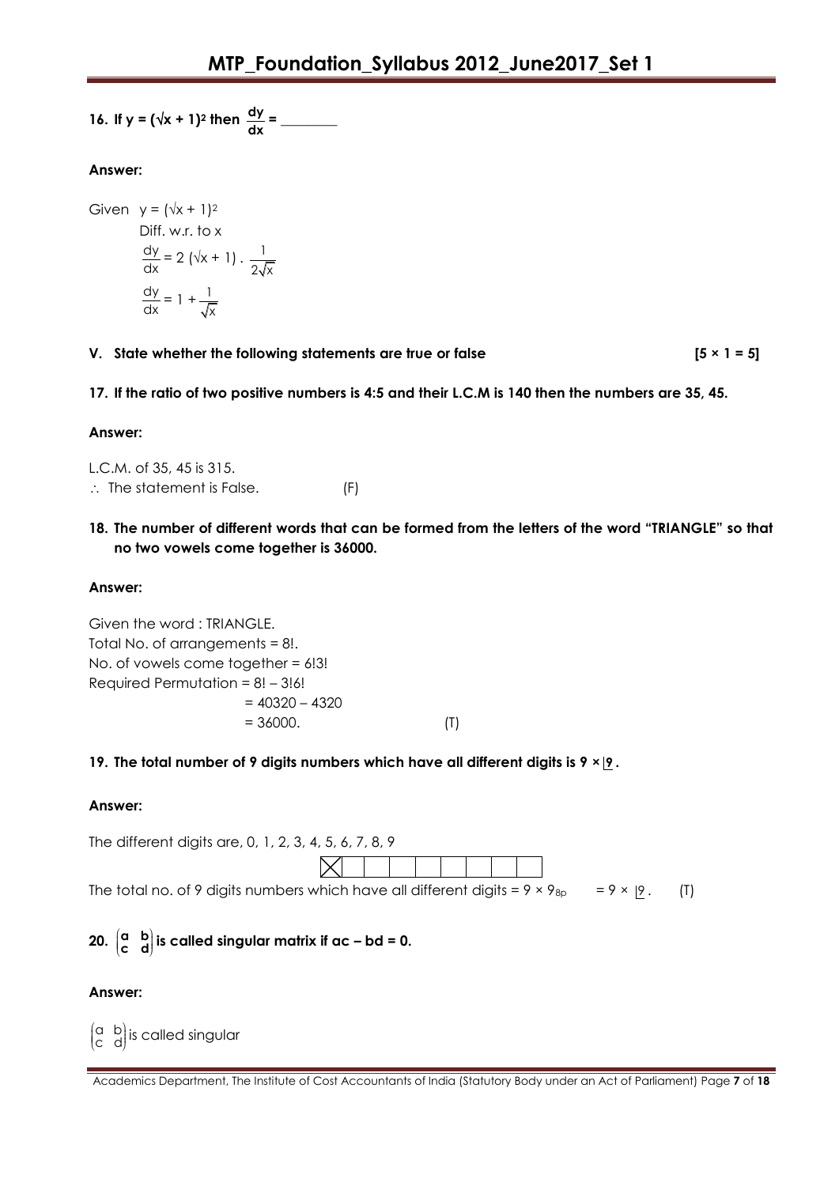**16. If $y = (\sqrt{x} + 1)^2$ then $\frac{dy}{dx}$ = ________**

**Answer:**

Given $y = (\sqrt{x} + 1)^2$

Diff. w.r.t. to x

$$\frac{dy}{dx} = 2(\sqrt{x} + 1) \cdot \frac{1}{2\sqrt{x}}$$

$$\frac{dy}{dx} = 1 + \frac{1}{\sqrt{x}}$$

**V. State whether the following statements are true or false [5 × 1 = 5]**

**17. If the ratio of two positive numbers is 4:5 and their L.C.M is 140 then the numbers are 35, 45.**

**Answer:**

L.C.M. of 35, 45 is 315.

$\therefore$ The statement is False. (F)

**18. The number of different words that can be formed from the letters of the word "TRIANGLE" so that no two vowels come together is 36000.**

**Answer:**

Given the word : TRIANGLE.

Total No. of arrangements = 8!.

No. of vowels come together = 6!3!

Required Permutation = 8! – 3!6!

= 40320 – 4320

= 36000. (T)

**19. The total number of 9 digits numbers which have all different digits is $9 \times \underline{|9}$.**

**Answer:**

The different digits are, 0, 1, 2, 3, 4, 5, 6, 7, 8, 9

| ☒ | | | | | | | | |
|---|---|---|---|---|---|---|---|---|

The total no. of 9 digits numbers which have all different digits = $9 \times {}^{9}P_{8}$ = $9 \times \underline{|9}$. (T)

**20. $\begin{pmatrix} a & b \\ c & d \end{pmatrix}$ is called singular matrix if ac – bd = 0.**

**Answer:**

$\begin{pmatrix} a & b \\ c & d \end{pmatrix}$ is called singular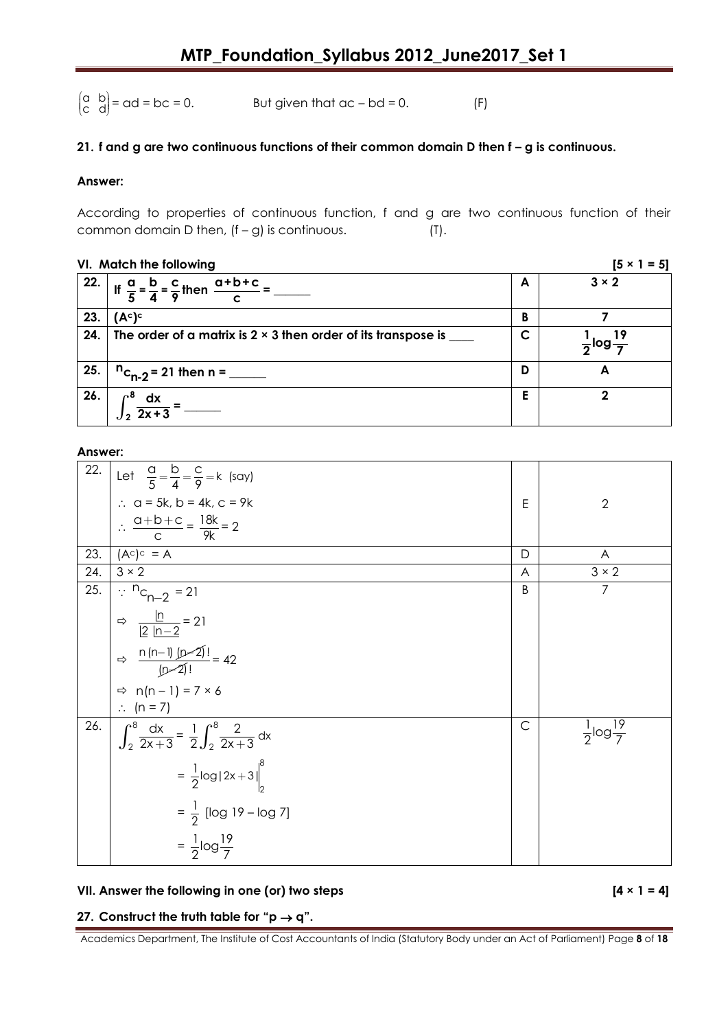$\begin{pmatrix} a & b \\ c & d \end{pmatrix}$ = ad = bc = 0.  But given that ac – bd = 0.  (F)

**21. f and g are two continuous functions of their common domain D then f – g is continuous.**

**Answer:**

According to properties of continuous function, f and g are two continuous function of their common domain D then, (f – g) is continuous.  (T).

**VI. Match the following** **[5 × 1 = 5]**

| | | | |
|---|---|---|---|
| **22.** | **If $\frac{a}{5} = \frac{b}{4} = \frac{c}{9}$ then $\frac{a+b+c}{c}$ = ______** | **A** | **3 × 2** |
| **23.** | **$(A^c)^c$** | **B** | **7** |
| **24.** | **The order of a matrix is 2 × 3 then order of its transpose is ____** | **C** | **$\frac{1}{2}\log\frac{19}{7}$** |
| **25.** | **$^nc_{n-2}$ = 21 then n = ______** | **D** | **A** |
| **26.** | **$\int_2^8 \frac{dx}{2x+3}$ = ______** | **E** | **2** |

**Answer:**

| | | | |
|---|---|---|---|
| 22. | Let $\frac{a}{5} = \frac{b}{4} = \frac{c}{9} = k$ (say)<br>$\therefore$ a = 5k, b = 4k, c = 9k<br>$\therefore \frac{a+b+c}{c} = \frac{18k}{9k} = 2$ | E | 2 |
| 23. | $(A^c)^c = A$ | D | A |
| 24. | 3 × 2 | A | 3 × 2 |
| 25. | $\because {}^nc_{n-2} = 21$<br>$\Rightarrow \frac{\lfloor n}{\lfloor 2 \lfloor n-2} = 21$<br>$\Rightarrow \frac{n(n-1)(n-2)!}{(n-2)!} = 42$<br>$\Rightarrow n(n-1) = 7 \times 6$<br>$\therefore$ (n = 7) | B | 7 |
| 26. | $\int_2^8 \frac{dx}{2x+3} = \frac{1}{2}\int_2^8 \frac{2}{2x+3}dx$<br>$= \frac{1}{2}\log\|2x+3\|\Big\|_2^8$<br>$= \frac{1}{2}$ [log 19 – log 7]<br>$= \frac{1}{2}\log\frac{19}{7}$ | C | $\frac{1}{2}\log\frac{19}{7}$ |

**VII. Answer the following in one (or) two steps** **[4 × 1 = 4]**

**27. Construct the truth table for "p → q".**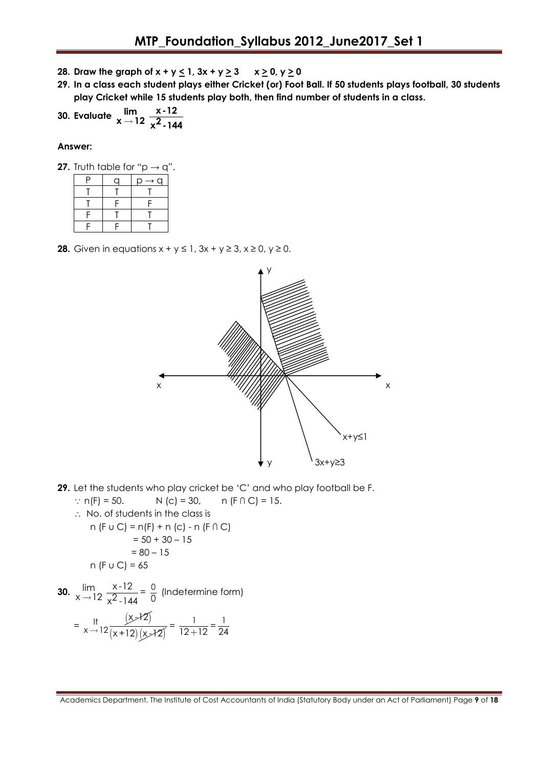**28. Draw the graph of $x + y \leq 1$, $3x + y \geq 3$ $x \geq 0, y \geq 0$**

**29. In a class each student plays either Cricket (or) Foot Ball. If 50 students plays football, 30 students play Cricket while 15 students play both, then find number of students in a class.**

**30. Evaluate $\lim\limits_{x \to 12} \dfrac{x-12}{x^2-144}$**

**Answer:**

**27.** Truth table for "$p \to q$".

| P | q | $p \to q$ |
|---|---|---|
| T | T | T |
| T | F | F |
| F | T | T |
| F | F | T |

**28.** Given in equations $x + y \leq 1$, $3x + y \geq 3$, $x \geq 0$, $y \geq 0$.

**29.** Let the students who play cricket be 'C' and who play football be F.

$\because$ n(F) = 50. N (c) = 30, n (F ∩ C) = 15.

$\therefore$ No. of students in the class is

$$n(F \cup C) = n(F) + n(c) - n(F \cap C)$$
$$= 50 + 30 - 15$$
$$= 80 - 15$$
$$n(F \cup C) = 65$$

**30.** $\lim\limits_{x \to 12} \dfrac{x-12}{x^2-144} = \dfrac{0}{0}$ (Indetermine form)

$$= \lim_{x \to 12} \frac{(x-12)}{(x+12)(x-12)} = \frac{1}{12+12} = \frac{1}{24}$$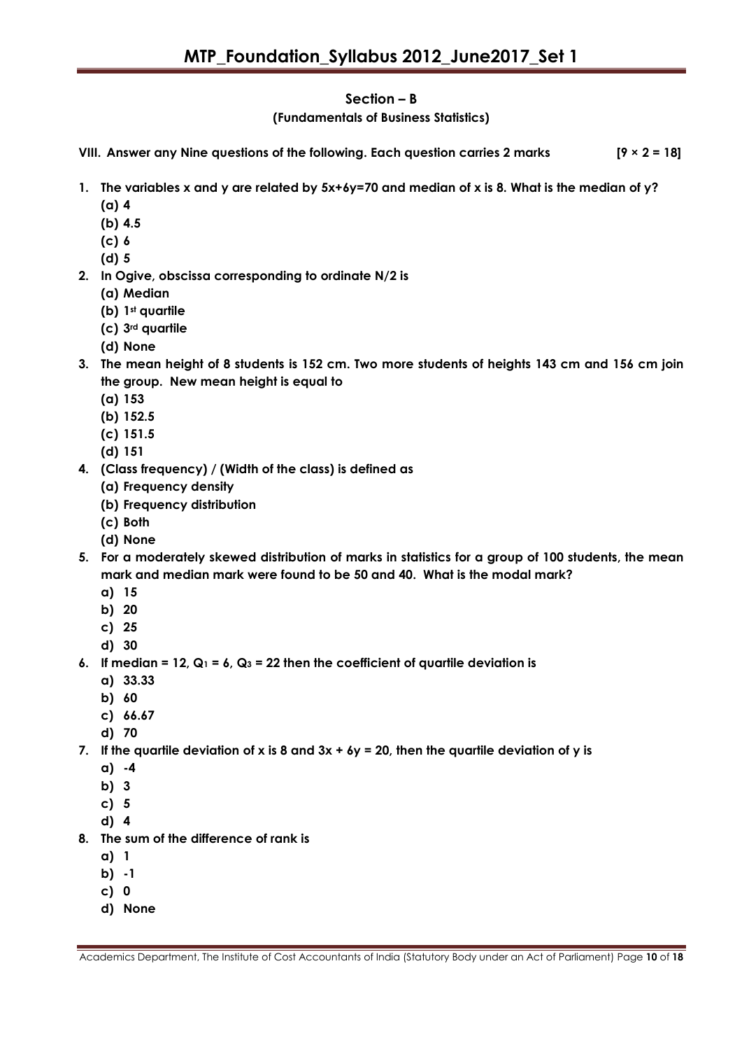## Section – B

### (Fundamentals of Business Statistics)

**VIII. Answer any Nine questions of the following. Each question carries 2 marks [9 × 2 = 18]**

**1. The variables x and y are related by 5x+6y=70 and median of x is 8. What is the median of y?**

- **(a) 4**
- **(b) 4.5**
- **(c) 6**
- **(d) 5**

**2. In Ogive, obscissa corresponding to ordinate N/2 is**

- **(a) Median**
- **(b) 1st quartile**
- **(c) 3rd quartile**
- **(d) None**

**3. The mean height of 8 students is 152 cm. Two more students of heights 143 cm and 156 cm join the group. New mean height is equal to**

- **(a) 153**
- **(b) 152.5**
- **(c) 151.5**
- **(d) 151**

**4. (Class frequency) / (Width of the class) is defined as**

- **(a) Frequency density**
- **(b) Frequency distribution**
- **(c) Both**
- **(d) None**

**5. For a moderately skewed distribution of marks in statistics for a group of 100 students, the mean mark and median mark were found to be 50 and 40. What is the modal mark?**

- **a) 15**
- **b) 20**
- **c) 25**
- **d) 30**

**6. If median = 12, $Q_1$ = 6, $Q_3$ = 22 then the coefficient of quartile deviation is**

- **a) 33.33**
- **b) 60**
- **c) 66.67**
- **d) 70**

**7. If the quartile deviation of x is 8 and 3x + 6y = 20, then the quartile deviation of y is**

- **a) -4**
- **b) 3**
- **c) 5**
- **d) 4**

**8. The sum of the difference of rank is**

- **a) 1**
- **b) -1**
- **c) 0**
- **d) None**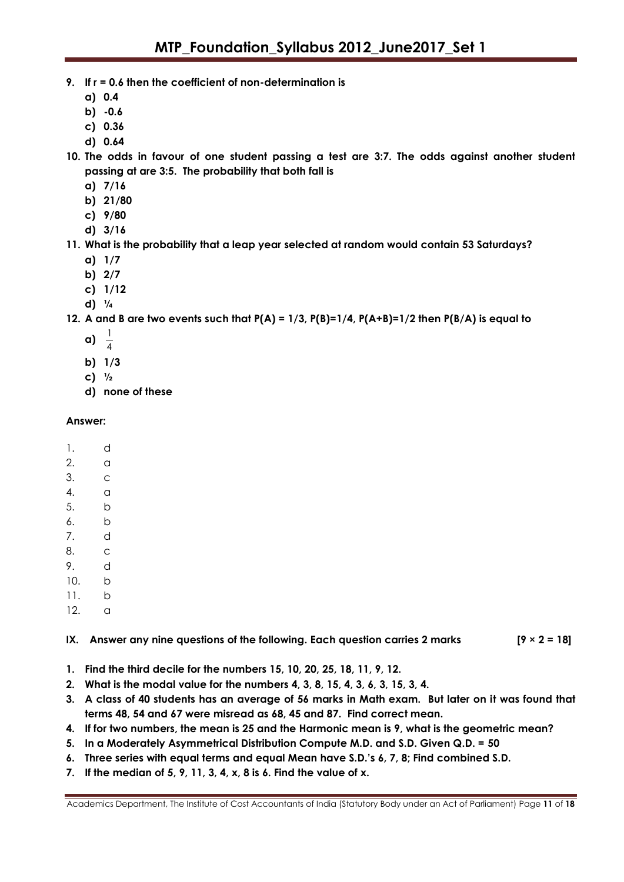9. **If r = 0.6 then the coefficient of non-determination is**
   a) 0.4
   b) -0.6
   c) 0.36
   d) 0.64

10. **The odds in favour of one student passing a test are 3:7. The odds against another student passing at are 3:5. The probability that both fall is**
    a) 7/16
    b) 21/80
    c) 9/80
    d) 3/16

11. **What is the probability that a leap year selected at random would contain 53 Saturdays?**
    a) 1/7
    b) 2/7
    c) 1/12
    d) ¼

12. **A and B are two events such that P(A) = 1/3, P(B)=1/4, P(A+B)=1/2 then P(B/A) is equal to**
    a) $\frac{1}{4}$
    b) 1/3
    c) ½
    d) none of these

**Answer:**

1. d
2. a
3. c
4. a
5. b
6. b
7. d
8. c
9. d
10. b
11. b
12. a

**IX. Answer any nine questions of the following. Each question carries 2 marks [9 × 2 = 18]**

1. **Find the third decile for the numbers 15, 10, 20, 25, 18, 11, 9, 12.**
2. **What is the modal value for the numbers 4, 3, 8, 15, 4, 3, 6, 3, 15, 3, 4.**
3. **A class of 40 students has an average of 56 marks in Math exam. But later on it was found that terms 48, 54 and 67 were misread as 68, 45 and 87. Find correct mean.**
4. **If for two numbers, the mean is 25 and the Harmonic mean is 9, what is the geometric mean?**
5. **In a Moderately Asymmetrical Distribution Compute M.D. and S.D. Given Q.D. = 50**
6. **Three series with equal terms and equal Mean have S.D.'s 6, 7, 8; Find combined S.D.**
7. **If the median of 5, 9, 11, 3, 4, x, 8 is 6. Find the value of x.**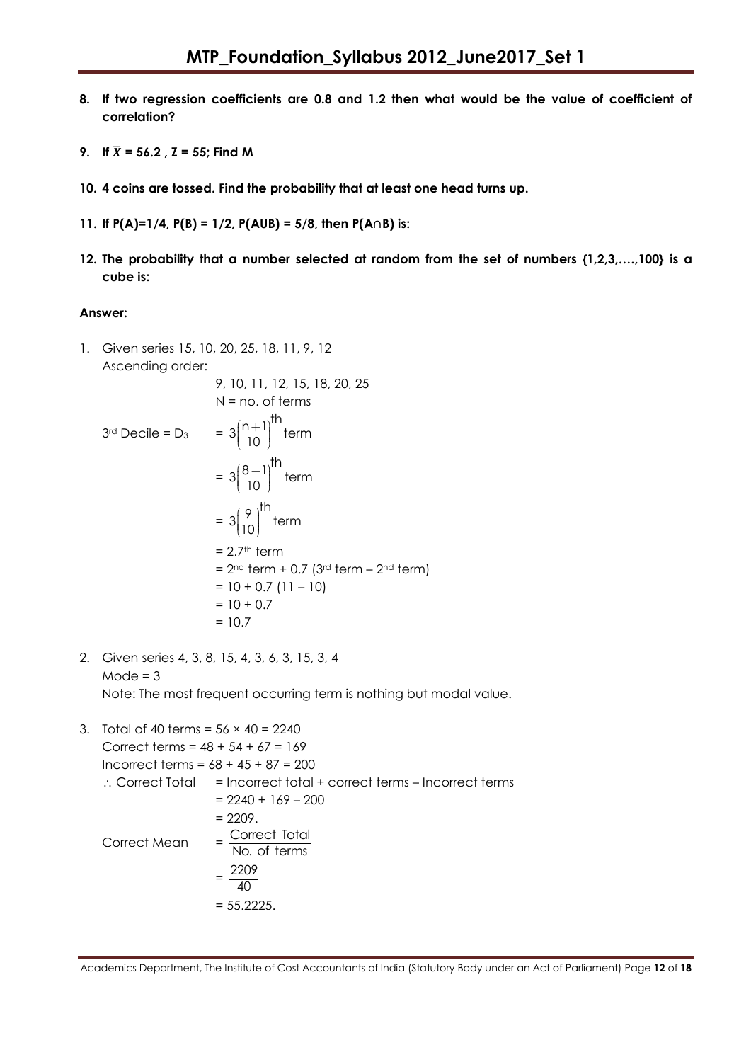**8. If two regression coefficients are 0.8 and 1.2 then what would be the value of coefficient of correlation?**

**9. If $\bar{X}$ = 56.2 , Z = 55; Find M**

**10. 4 coins are tossed. Find the probability that at least one head turns up.**

**11. If P(A)=1/4, P(B) = 1/2, P(AUB) = 5/8, then P(A∩B) is:**

**12. The probability that a number selected at random from the set of numbers {1,2,3,….,100} is a cube is:**

**Answer:**

1. Given series 15, 10, 20, 25, 18, 11, 9, 12

   Ascending order:

   9, 10, 11, 12, 15, 18, 20, 25

   N = no. of terms

   $$3^{rd} \text{ Decile} = D_3 = 3\left(\frac{n+1}{10}\right)^{th} \text{ term}$$

   $$= 3\left(\frac{8+1}{10}\right)^{th} \text{ term}$$

   $$= 3\left(\frac{9}{10}\right)^{th} \text{ term}$$

   $= 2.7^{th}$ term

   $= 2^{nd}$ term + 0.7 ($3^{rd}$ term – $2^{nd}$ term)

   = 10 + 0.7 (11 – 10)

   = 10 + 0.7

   = 10.7

2. Given series 4, 3, 8, 15, 4, 3, 6, 3, 15, 3, 4

   Mode = 3

   Note: The most frequent occurring term is nothing but modal value.

3. Total of 40 terms = 56 × 40 = 2240

   Correct terms = 48 + 54 + 67 = 169

   Incorrect terms = 68 + 45 + 87 = 200

   ∴ Correct Total = Incorrect total + correct terms – Incorrect terms

   = 2240 + 169 – 200

   = 2209.

   $$\text{Correct Mean} = \frac{\text{Correct Total}}{\text{No. of terms}}$$

   $$= \frac{2209}{40}$$

   = 55.2225.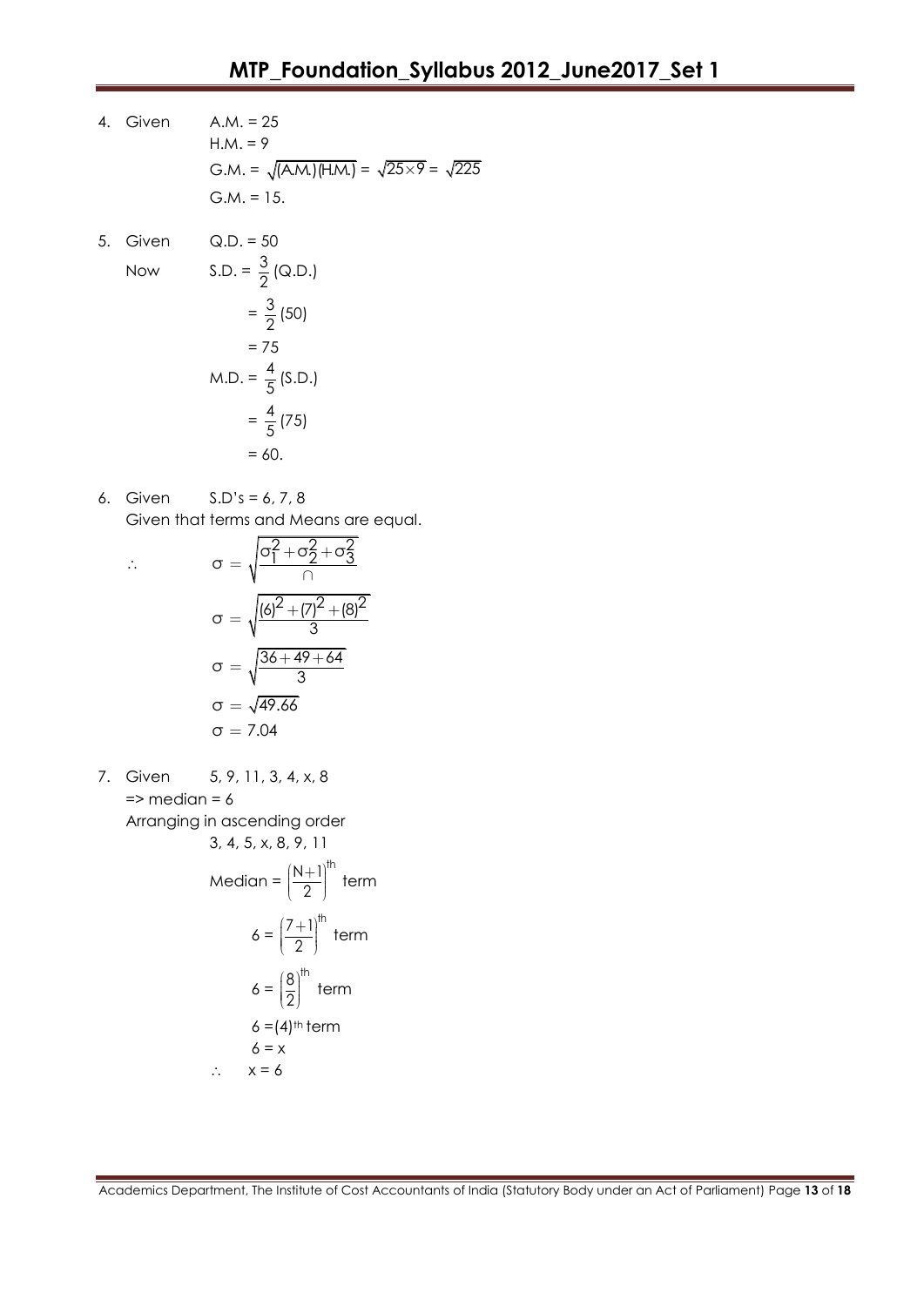4. Given A.M. = 25

   H.M. = 9

   $$G.M. = \sqrt{(A.M.)(H.M.)} = \sqrt{25 \times 9} = \sqrt{225}$$

   G.M. = 15.

5. Given Q.D. = 50

   Now $$S.D. = \frac{3}{2}(Q.D.)$$

   $$= \frac{3}{2}(50)$$

   $$= 75$$

   $$M.D. = \frac{4}{5}(S.D.)$$

   $$= \frac{4}{5}(75)$$

   $$= 60.$$

6. Given S.D's = 6, 7, 8

   Given that terms and Means are equal.

   $$\therefore \quad \sigma = \sqrt{\frac{\sigma_1^2 + \sigma_2^2 + \sigma_3^2}{\cap}}$$

   $$\sigma = \sqrt{\frac{(6)^2 + (7)^2 + (8)^2}{3}}$$

   $$\sigma = \sqrt{\frac{36 + 49 + 64}{3}}$$

   $$\sigma = \sqrt{49.66}$$

   $$\sigma = 7.04$$

7. Given 5, 9, 11, 3, 4, x, 8

   => median = 6

   Arranging in ascending order

   3, 4, 5, x, 8, 9, 11

   $$\text{Median} = \left(\frac{N+1}{2}\right)^{th} \text{ term}$$

   $$6 = \left(\frac{7+1}{2}\right)^{th} \text{ term}$$

   $$6 = \left(\frac{8}{2}\right)^{th} \text{ term}$$

   $6 = (4)^{th}$ term

   $6 = x$

   $\therefore \quad x = 6$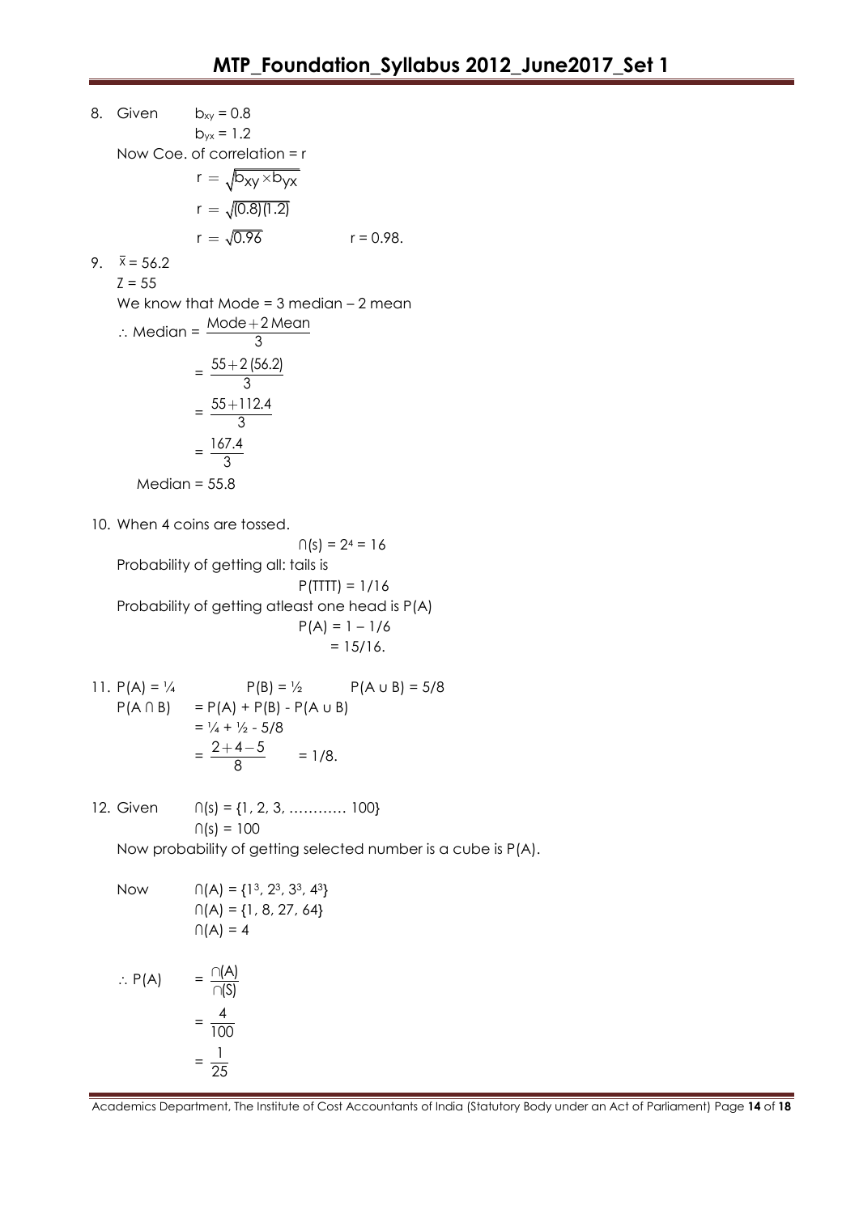8. Given $b_{xy} = 0.8$

   $b_{yx} = 1.2$

   Now Coe. of correlation = r

   $$r = \sqrt{b_{xy} \times b_{yx}}$$

   $$r = \sqrt{(0.8)(1.2)}$$

   $$r = \sqrt{0.96} \qquad r = 0.98.$$

9. $\bar{x} = 56.2$

   Z = 55

   We know that Mode = 3 median – 2 mean

   $\therefore$ Median = $\frac{\text{Mode} + 2\,\text{Mean}}{3}$

   $$= \frac{55 + 2\,(56.2)}{3}$$

   $$= \frac{55 + 112.4}{3}$$

   $$= \frac{167.4}{3}$$

   Median = 55.8

10. When 4 coins are tossed.

    $\cap(s) = 2^4 = 16$

    Probability of getting all: tails is

    P(TTTT) = 1/16

    Probability of getting atleast one head is P(A)

    P(A) = 1 – 1/6

    = 15/16.

11. P(A) = ¼ P(B) = ½ P(A ∪ B) = 5/8

    P(A ∩ B) = P(A) + P(B) - P(A ∪ B)

    = ¼ + ½ - 5/8

    $= \frac{2 + 4 - 5}{8} = 1/8.$

12. Given ∩(s) = {1, 2, 3, ………… 100}

    ∩(s) = 100

    Now probability of getting selected number is a cube is P(A).

    Now ∩(A) = {$1^3$, $2^3$, $3^3$, $4^3$}

    ∩(A) = {1, 8, 27, 64}

    ∩(A) = 4

    $$\therefore P(A) = \frac{\cap(A)}{\cap(S)}$$

    $$= \frac{4}{100}$$

    $$= \frac{1}{25}$$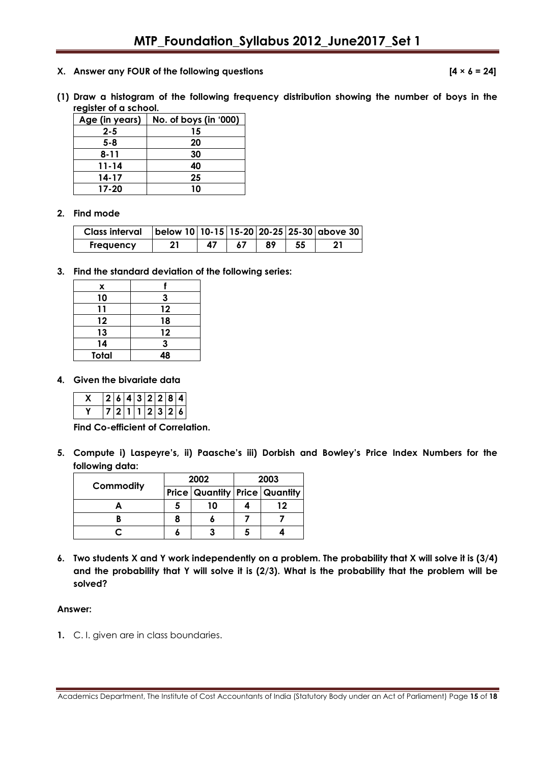**X. Answer any FOUR of the following questions [4 × 6 = 24]**

**(1) Draw a histogram of the following frequency distribution showing the number of boys in the register of a school.**

| Age (in years) | No. of boys (in '000) |
|---|---|
| 2-5 | 15 |
| 5-8 | 20 |
| 8-11 | 30 |
| 11-14 | 40 |
| 14-17 | 25 |
| 17-20 | 10 |

**2. Find mode**

| Class interval | below 10 | 10-15 | 15-20 | 20-25 | 25-30 | above 30 |
|---|---|---|---|---|---|---|
| Frequency | 21 | 47 | 67 | 89 | 55 | 21 |

**3. Find the standard deviation of the following series:**

| x | f |
|---|---|
| 10 | 3 |
| 11 | 12 |
| 12 | 18 |
| 13 | 12 |
| 14 | 3 |
| Total | 48 |

**4. Given the bivariate data**

| X | 2 | 6 | 4 | 3 | 2 | 2 | 8 | 4 |
|---|---|---|---|---|---|---|---|---|
| Y | 7 | 2 | 1 | 1 | 2 | 3 | 2 | 6 |

**Find Co-efficient of Correlation.**

**5. Compute i) Laspeyre's, ii) Paasche's iii) Dorbish and Bowley's Price Index Numbers for the following data:**

| Commodity | 2002 | | 2003 | |
|---|---|---|---|---|
| | Price | Quantity | Price | Quantity |
| A | 5 | 10 | 4 | 12 |
| B | 8 | 6 | 7 | 7 |
| C | 6 | 3 | 5 | 4 |

**6. Two students X and Y work independently on a problem. The probability that X will solve it is (3/4) and the probability that Y will solve it is (2/3). What is the probability that the problem will be solved?**

**Answer:**

**1.** C. I. given are in class boundaries.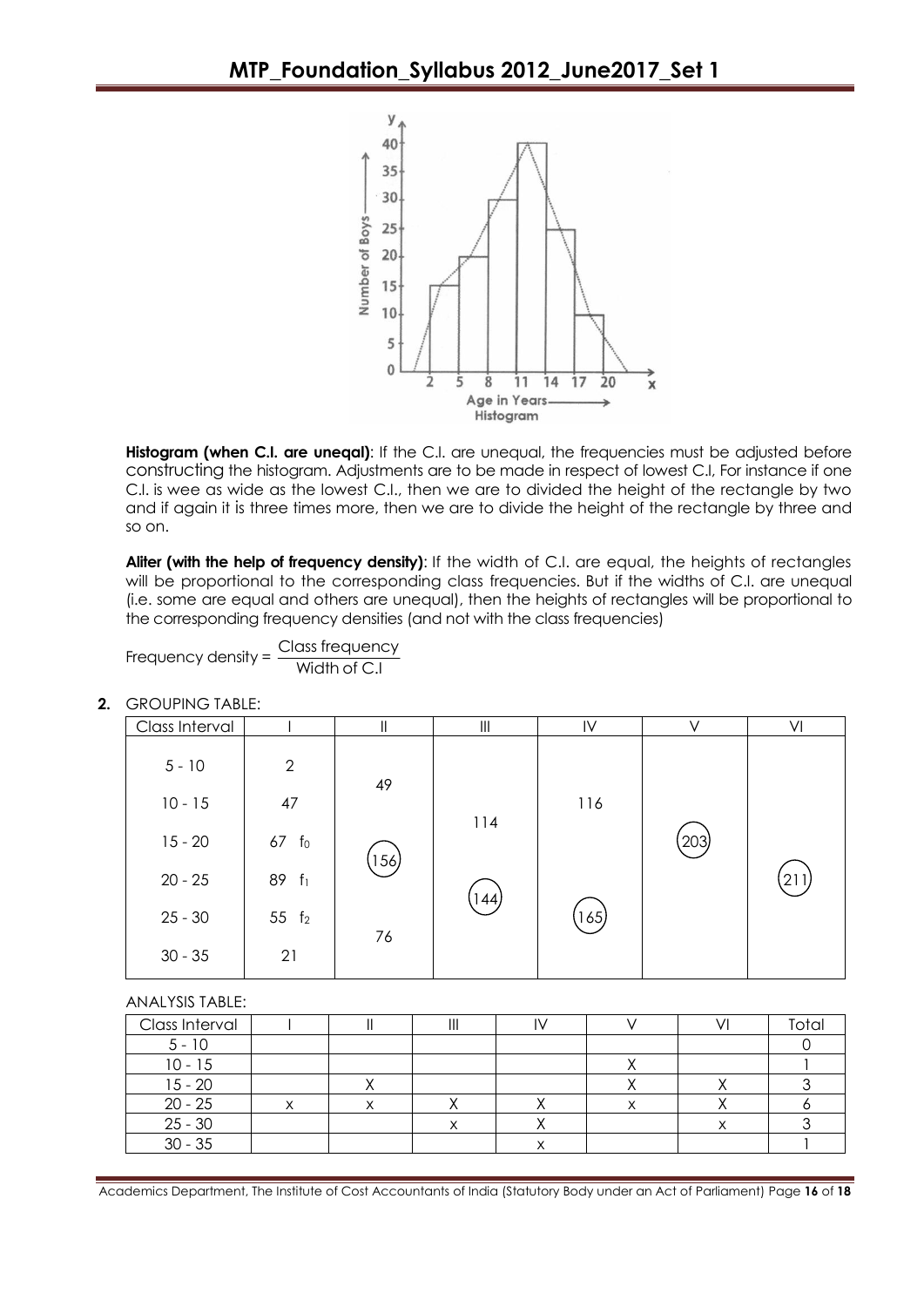**Histogram (when C.I. are uneqal)**: If the C.I. are unequal, the frequencies must be adjusted before constructing the histogram. Adjustments are to be made in respect of lowest C.I, For instance if one C.I. is wee as wide as the lowest C.I., then we are to divided the height of the rectangle by two and if again it is three times more, then we are to divide the height of the rectangle by three and so on.

**Aliter (with the help of frequency density)**: If the width of C.I. are equal, the heights of rectangles will be proportional to the corresponding class frequencies. But if the widths of C.I. are unequal (i.e. some are equal and others are unequal), then the heights of rectangles will be proportional to the corresponding frequency densities (and not with the class frequencies)

$$\text{Frequency density} = \frac{\text{Class frequency}}{\text{Width of C.I}}$$

**2.** GROUPING TABLE:

| Class Interval | I | II | III | IV | V | VI |
|---|---|---|---|---|---|---|
| 5 - 10 | 2 | 49 | | 116 | | |
| 10 - 15 | 47 | | 114 | | 203 | |
| 15 - 20 | 67 $f_0$ | 156 | | | | 211 |
| 20 - 25 | 89 $f_1$ | | 144 | 165 | | |
| 25 - 30 | 55 $f_2$ | 76 | | | | |
| 30 - 35 | 21 | | | | | |

ANALYSIS TABLE:

| Class Interval | I | II | III | IV | V | VI | Total |
|---|---|---|---|---|---|---|---|
| 5 - 10 | | | | | | | 0 |
| 10 - 15 | | | | | X | | 1 |
| 15 - 20 | | X | | | X | X | 3 |
| 20 - 25 | x | x | X | X | x | X | 6 |
| 25 - 30 | | | x | X | | x | 3 |
| 30 - 35 | | | | x | | | 1 |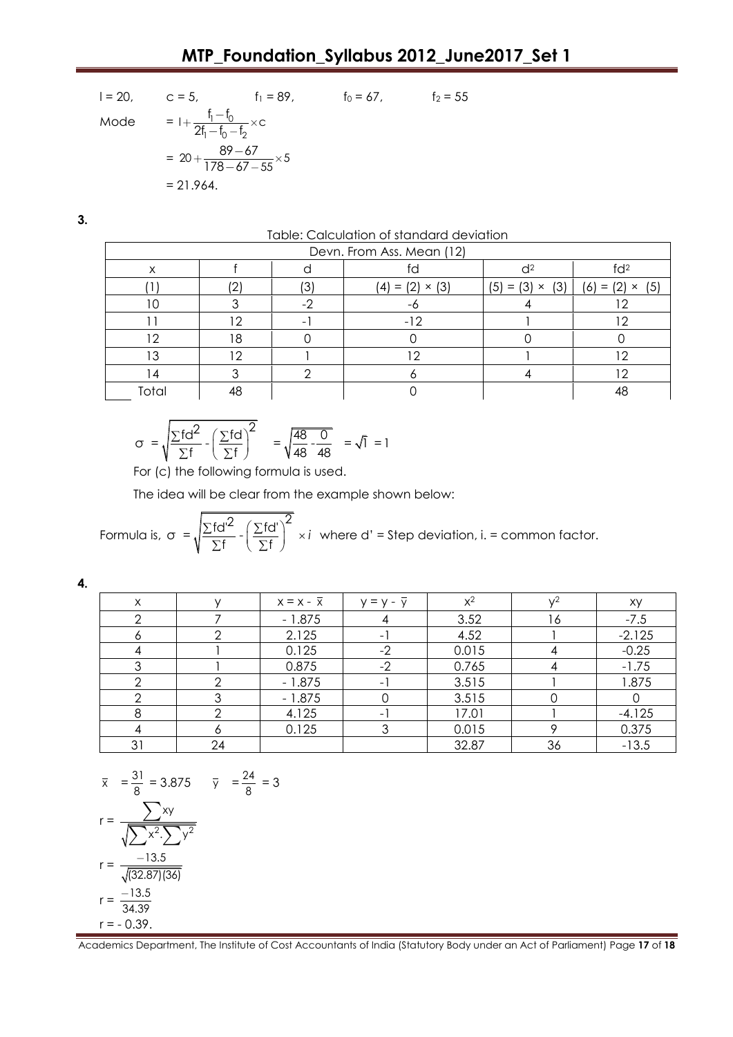$l = 20,\quad c = 5,\quad f_1 = 89,\quad f_0 = 67,\quad f_2 = 55$

$$\text{Mode} = l + \frac{f_1 - f_0}{2f_1 - f_0 - f_2} \times c$$

$$= 20 + \frac{89 - 67}{178 - 67 - 55} \times 5$$

$$= 21.964.$$

**3.**

Table: Calculation of standard deviation

| Devn. From Ass. Mean (12) | | | | | |
|---|---|---|---|---|---|
| x | f | d | fd | $d^2$ | $fd^2$ |
| (1) | (2) | (3) | (4) = (2) × (3) | (5) = (3) × (3) | (6) = (2) × (5) |
| 10 | 3 | -2 | -6 | 4 | 12 |
| 11 | 12 | -1 | -12 | 1 | 12 |
| 12 | 18 | 0 | 0 | 0 | 0 |
| 13 | 12 | 1 | 12 | 1 | 12 |
| 14 | 3 | 2 | 6 | 4 | 12 |
| Total | 48 | | 0 | | 48 |

$$\sigma = \sqrt{\frac{\Sigma fd^2}{\Sigma f} - \left(\frac{\Sigma fd}{\Sigma f}\right)^2} = \sqrt{\frac{48}{48} - \frac{0}{48}} = \sqrt{1} = 1$$

For (c) the following formula is used.

The idea will be clear from the example shown below:

Formula is, $\sigma = \sqrt{\frac{\Sigma fd'^2}{\Sigma f} - \left(\frac{\Sigma fd'}{\Sigma f}\right)^2} \times i$ where d' = Step deviation, i. = common factor.

**4.**

| x | y | $x = x - \bar{x}$ | $y = y - \bar{y}$ | $x^2$ | $y^2$ | xy |
|---|---|---|---|---|---|---|
| 2 | 7 | - 1.875 | 4 | 3.52 | 16 | -7.5 |
| 6 | 2 | 2.125 | -1 | 4.52 | 1 | -2.125 |
| 4 | 1 | 0.125 | -2 | 0.015 | 4 | -0.25 |
| 3 | 1 | 0.875 | -2 | 0.765 | 4 | -1.75 |
| 2 | 2 | - 1.875 | -1 | 3.515 | 1 | 1.875 |
| 2 | 3 | - 1.875 | 0 | 3.515 | 0 | 0 |
| 8 | 2 | 4.125 | -1 | 17.01 | 1 | -4.125 |
| 4 | 6 | 0.125 | 3 | 0.015 | 9 | 0.375 |
| 31 | 24 | | | 32.87 | 36 | -13.5 |

$\bar{x} = \frac{31}{8} = 3.875 \quad \bar{y} = \frac{24}{8} = 3$

$$r = \frac{\sum xy}{\sqrt{\sum x^2 . \sum y^2}}$$

$$r = \frac{-13.5}{\sqrt{(32.87)(36)}}$$

$$r = \frac{-13.5}{34.39}$$

$r = - 0.39.$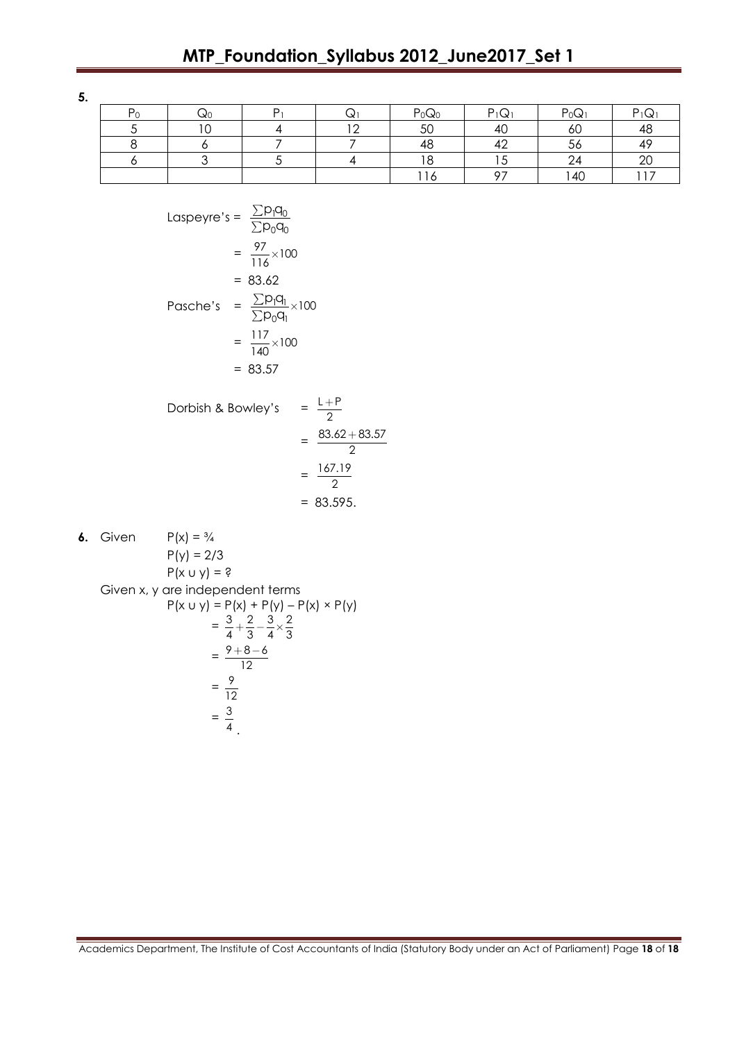**5.**

| $P_0$ | $Q_0$ | $P_1$ | $Q_1$ | $P_0Q_0$ | $P_1Q_1$ | $P_0Q_1$ | $P_1Q_1$ |
|---|---|---|---|---|---|---|---|
| 5 | 10 | 4 | 12 | 50 | 40 | 60 | 48 |
| 8 | 6 | 7 | 7 | 48 | 42 | 56 | 49 |
| 6 | 3 | 5 | 4 | 18 | 15 | 24 | 20 |
| | | | | 116 | 97 | 140 | 117 |

$$\text{Laspeyre's} = \frac{\sum p_1 q_0}{\sum p_0 q_0}$$

$$= \frac{97}{116} \times 100$$

$$= 83.62$$

$$\text{Pasche's} = \frac{\sum p_1 q_1}{\sum p_0 q_1} \times 100$$

$$= \frac{117}{140} \times 100$$

$$= 83.57$$

$$\text{Dorbish \& Bowley's} = \frac{L+P}{2}$$

$$= \frac{83.62 + 83.57}{2}$$

$$= \frac{167.19}{2}$$

$$= 83.595.$$

**6.** Given

$P(x) = 3/4$

$P(y) = 2/3$

$P(x \cup y) = ?$

Given x, y are independent terms

$$P(x \cup y) = P(x) + P(y) - P(x) \times P(y)$$

$$= \frac{3}{4} + \frac{2}{3} - \frac{3}{4} \times \frac{2}{3}$$

$$= \frac{9+8-6}{12}$$

$$= \frac{9}{12}$$

$$= \frac{3}{4}.$$